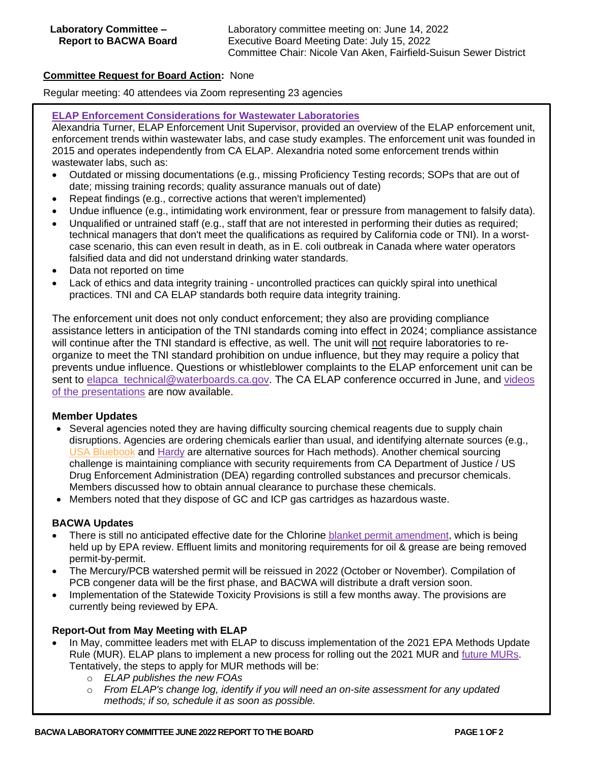**Laboratory Committee – Report to BACWA Board**

Laboratory committee meeting on: June 14, 2022
Executive Board Meeting Date: July 15, 2022
Committee Chair: Nicole Van Aken, Fairfield-Suisun Sewer District

**Committee Request for Board Action:** None

Regular meeting: 40 attendees via Zoom representing 23 agencies

### ELAP Enforcement Considerations for Wastewater Laboratories

Alexandria Turner, ELAP Enforcement Unit Supervisor, provided an overview of the ELAP enforcement unit, enforcement trends within wastewater labs, and case study examples. The enforcement unit was founded in 2015 and operates independently from CA ELAP. Alexandria noted some enforcement trends within wastewater labs, such as:

- Outdated or missing documentations (e.g., missing Proficiency Testing records; SOPs that are out of date; missing training records; quality assurance manuals out of date)
- Repeat findings (e.g., corrective actions that weren't implemented)
- Undue influence (e.g., intimidating work environment, fear or pressure from management to falsify data).
- Unqualified or untrained staff (e.g., staff that are not interested in performing their duties as required; technical managers that don't meet the qualifications as required by California code or TNI). In a worst-case scenario, this can even result in death, as in E. coli outbreak in Canada where water operators falsified data and did not understand drinking water standards.
- Data not reported on time
- Lack of ethics and data integrity training - uncontrolled practices can quickly spiral into unethical practices. TNI and CA ELAP standards both require data integrity training.

The enforcement unit does not only conduct enforcement; they also are providing compliance assistance letters in anticipation of the TNI standards coming into effect in 2024; compliance assistance will continue after the TNI standard is effective, as well. The unit will not require laboratories to re-organize to meet the TNI standard prohibition on undue influence, but they may require a policy that prevents undue influence. Questions or whistleblower complaints to the ELAP enforcement unit can be sent to elapca_technical@waterboards.ca.gov. The CA ELAP conference occurred in June, and videos of the presentations are now available.

### Member Updates

- Several agencies noted they are having difficulty sourcing chemical reagents due to supply chain disruptions. Agencies are ordering chemicals earlier than usual, and identifying alternate sources (e.g., USA Bluebook and Hardy are alternative sources for Hach methods). Another chemical sourcing challenge is maintaining compliance with security requirements from CA Department of Justice / US Drug Enforcement Administration (DEA) regarding controlled substances and precursor chemicals. Members discussed how to obtain annual clearance to purchase these chemicals.
- Members noted that they dispose of GC and ICP gas cartridges as hazardous waste.

### BACWA Updates

- There is still no anticipated effective date for the Chlorine blanket permit amendment, which is being held up by EPA review. Effluent limits and monitoring requirements for oil & grease are being removed permit-by-permit.
- The Mercury/PCB watershed permit will be reissued in 2022 (October or November). Compilation of PCB congener data will be the first phase, and BACWA will distribute a draft version soon.
- Implementation of the Statewide Toxicity Provisions is still a few months away. The provisions are currently being reviewed by EPA.

### Report-Out from May Meeting with ELAP

- In May, committee leaders met with ELAP to discuss implementation of the 2021 EPA Methods Update Rule (MUR). ELAP plans to implement a new process for rolling out the 2021 MUR and future MURs. Tentatively, the steps to apply for MUR methods will be:
  - *ELAP publishes the new FOAs*
  - *From ELAP's change log, identify if you will need an on-site assessment for any updated methods; if so, schedule it as soon as possible.*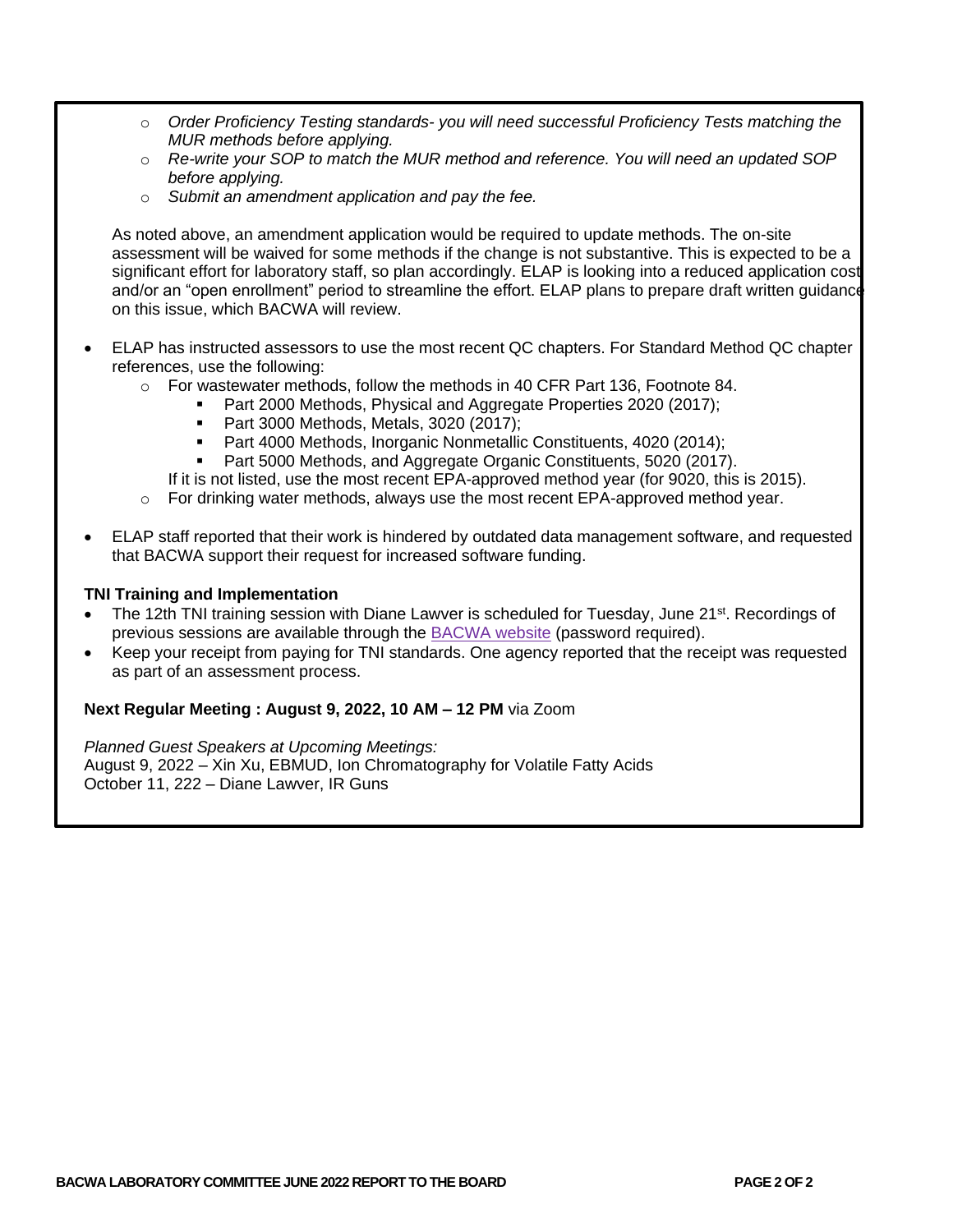- *Order Proficiency Testing standards- you will need successful Proficiency Tests matching the MUR methods before applying.*
- *Re-write your SOP to match the MUR method and reference. You will need an updated SOP before applying.*
- *Submit an amendment application and pay the fee.*

As noted above, an amendment application would be required to update methods. The on-site assessment will be waived for some methods if the change is not substantive. This is expected to be a significant effort for laboratory staff, so plan accordingly. ELAP is looking into a reduced application cost and/or an "open enrollment" period to streamline the effort. ELAP plans to prepare draft written guidance on this issue, which BACWA will review.

- ELAP has instructed assessors to use the most recent QC chapters. For Standard Method QC chapter references, use the following:
  - For wastewater methods, follow the methods in 40 CFR Part 136, Footnote 84.
    - Part 2000 Methods, Physical and Aggregate Properties 2020 (2017);
    - Part 3000 Methods, Metals, 3020 (2017);
    - Part 4000 Methods, Inorganic Nonmetallic Constituents, 4020 (2014);
    - Part 5000 Methods, and Aggregate Organic Constituents, 5020 (2017).

    If it is not listed, use the most recent EPA-approved method year (for 9020, this is 2015).
  - For drinking water methods, always use the most recent EPA-approved method year.
- ELAP staff reported that their work is hindered by outdated data management software, and requested that BACWA support their request for increased software funding.

**TNI Training and Implementation**

- The 12th TNI training session with Diane Lawver is scheduled for Tuesday, June 21st. Recordings of previous sessions are available through the BACWA website (password required).
- Keep your receipt from paying for TNI standards. One agency reported that the receipt was requested as part of an assessment process.

**Next Regular Meeting : August 9, 2022, 10 AM – 12 PM** via Zoom

*Planned Guest Speakers at Upcoming Meetings:*
August 9, 2022 – Xin Xu, EBMUD, Ion Chromatography for Volatile Fatty Acids
October 11, 222 – Diane Lawver, IR Guns